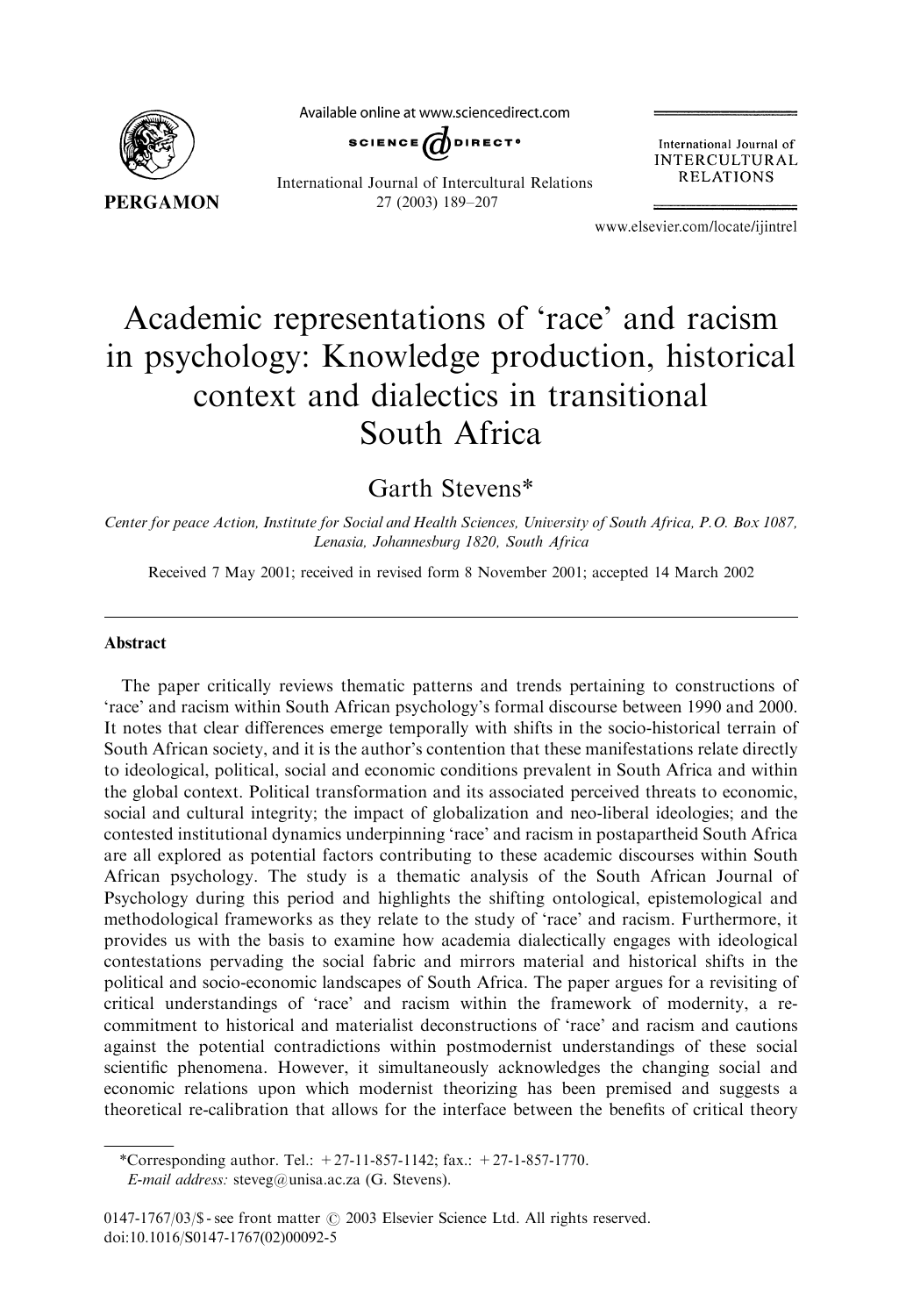# Academic representations of 'race' and racism in psychology: Knowledge production, historical context and dialectics in transitional South Africa

Garth Stevens*

*Center for peace Action, Institute for Social and Health Sciences, University of South Africa, P.O. Box 1087, Lenasia, Johannesburg 1820, South Africa*

Received 7 May 2001; received in revised form 8 November 2001; accepted 14 March 2002

## Abstract

The paper critically reviews thematic patterns and trends pertaining to constructions of 'race' and racism within South African psychology's formal discourse between 1990 and 2000. It notes that clear differences emerge temporally with shifts in the socio-historical terrain of South African society, and it is the author's contention that these manifestations relate directly to ideological, political, social and economic conditions prevalent in South Africa and within the global context. Political transformation and its associated perceived threats to economic, social and cultural integrity; the impact of globalization and neo-liberal ideologies; and the contested institutional dynamics underpinning 'race' and racism in postapartheid South Africa are all explored as potential factors contributing to these academic discourses within South African psychology. The study is a thematic analysis of the South African Journal of Psychology during this period and highlights the shifting ontological, epistemological and methodological frameworks as they relate to the study of 'race' and racism. Furthermore, it provides us with the basis to examine how academia dialectically engages with ideological contestations pervading the social fabric and mirrors material and historical shifts in the political and socio-economic landscapes of South Africa. The paper argues for a revisiting of critical understandings of 'race' and racism within the framework of modernity, a re-commitment to historical and materialist deconstructions of 'race' and racism and cautions against the potential contradictions within postmodernist understandings of these social scientific phenomena. However, it simultaneously acknowledges the changing social and economic relations upon which modernist theorizing has been premised and suggests a theoretical re-calibration that allows for the interface between the benefits of critical theory

*Corresponding author. Tel.: +27-11-857-1142; fax.: +27-1-857-1770.
*E-mail address:* steveg@unisa.ac.za (G. Stevens).

0147-1767/03/$ - see front matter © 2003 Elsevier Science Ltd. All rights reserved.
doi:10.1016/S0147-1767(02)00092-5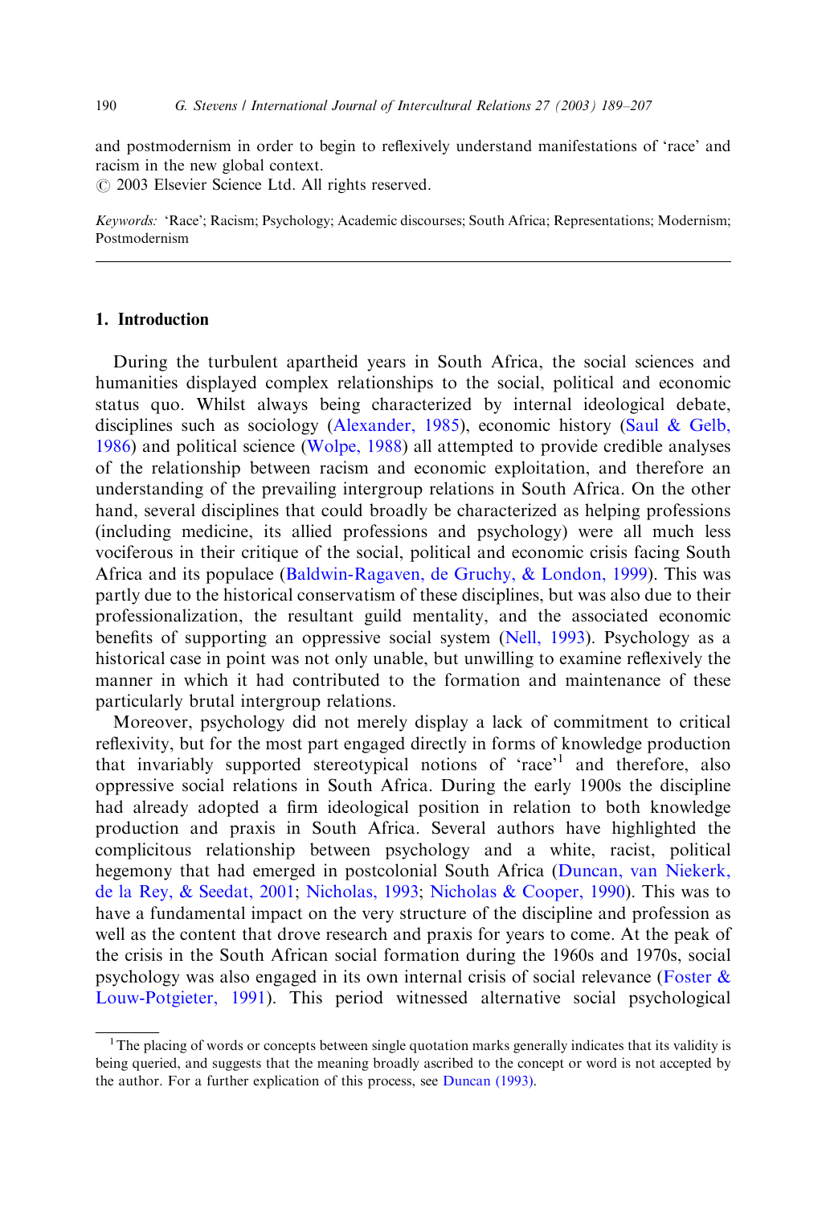and postmodernism in order to begin to reflexively understand manifestations of ‘race’ and racism in the new global context.
© 2003 Elsevier Science Ltd. All rights reserved.

*Keywords:* ‘Race’; Racism; Psychology; Academic discourses; South Africa; Representations; Modernism; Postmodernism

---

## 1. Introduction

During the turbulent apartheid years in South Africa, the social sciences and humanities displayed complex relationships to the social, political and economic status quo. Whilst always being characterized by internal ideological debate, disciplines such as sociology (Alexander, 1985), economic history (Saul & Gelb, 1986) and political science (Wolpe, 1988) all attempted to provide credible analyses of the relationship between racism and economic exploitation, and therefore an understanding of the prevailing intergroup relations in South Africa. On the other hand, several disciplines that could broadly be characterized as helping professions (including medicine, its allied professions and psychology) were all much less vociferous in their critique of the social, political and economic crisis facing South Africa and its populace (Baldwin-Ragaven, de Gruchy, & London, 1999). This was partly due to the historical conservatism of these disciplines, but was also due to their professionalization, the resultant guild mentality, and the associated economic benefits of supporting an oppressive social system (Nell, 1993). Psychology as a historical case in point was not only unable, but unwilling to examine reflexively the manner in which it had contributed to the formation and maintenance of these particularly brutal intergroup relations.

Moreover, psychology did not merely display a lack of commitment to critical reflexivity, but for the most part engaged directly in forms of knowledge production that invariably supported stereotypical notions of ‘race’[1] and therefore, also oppressive social relations in South Africa. During the early 1900s the discipline had already adopted a firm ideological position in relation to both knowledge production and praxis in South Africa. Several authors have highlighted the complicitous relationship between psychology and a white, racist, political hegemony that had emerged in postcolonial South Africa (Duncan, van Niekerk, de la Rey, & Seedat, 2001; Nicholas, 1993; Nicholas & Cooper, 1990). This was to have a fundamental impact on the very structure of the discipline and profession as well as the content that drove research and praxis for years to come. At the peak of the crisis in the South African social formation during the 1960s and 1970s, social psychology was also engaged in its own internal crisis of social relevance (Foster & Louw-Potgieter, 1991). This period witnessed alternative social psychological

---

[1] The placing of words or concepts between single quotation marks generally indicates that its validity is being queried, and suggests that the meaning broadly ascribed to the concept or word is not accepted by the author. For a further explication of this process, see Duncan (1993).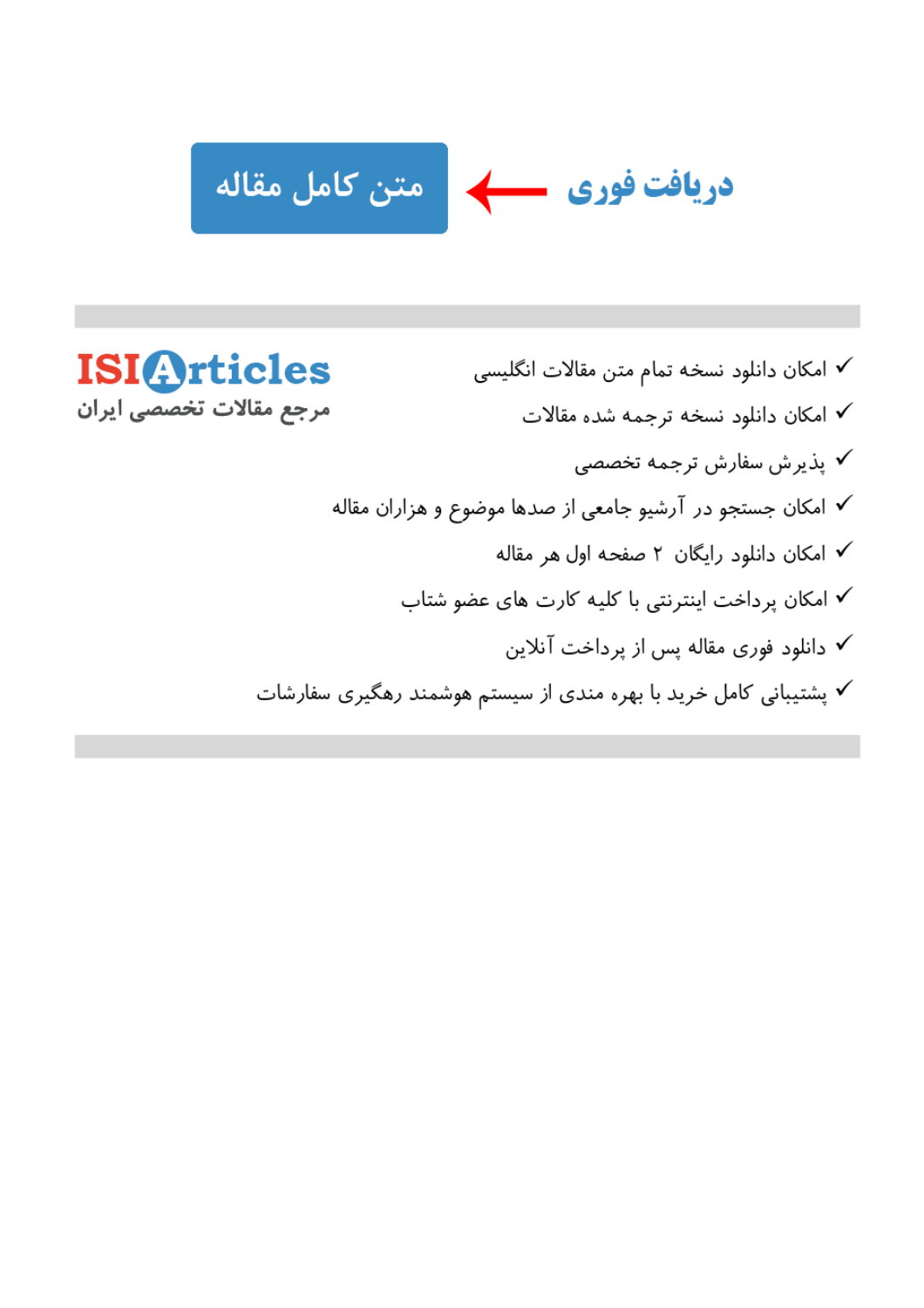دریافت فوری ← **متن کامل مقاله**

---

**ISIArticles**
مرجع مقالات تخصصی ایران

- ✓ امکان دانلود نسخه تمام متن مقالات انگلیسی
- ✓ امکان دانلود نسخه ترجمه شده مقالات
- ✓ پذیرش سفارش ترجمه تخصصی
- ✓ امکان جستجو در آرشیو جامعی از صدها موضوع و هزاران مقاله
- ✓ امکان دانلود رایگان ۲ صفحه اول هر مقاله
- ✓ امکان پرداخت اینترنتی با کلیه کارت های عضو شتاب
- ✓ دانلود فوری مقاله پس از پرداخت آنلاین
- ✓ پشتیبانی کامل خرید با بهره مندی از سیستم هوشمند رهگیری سفارشات

---